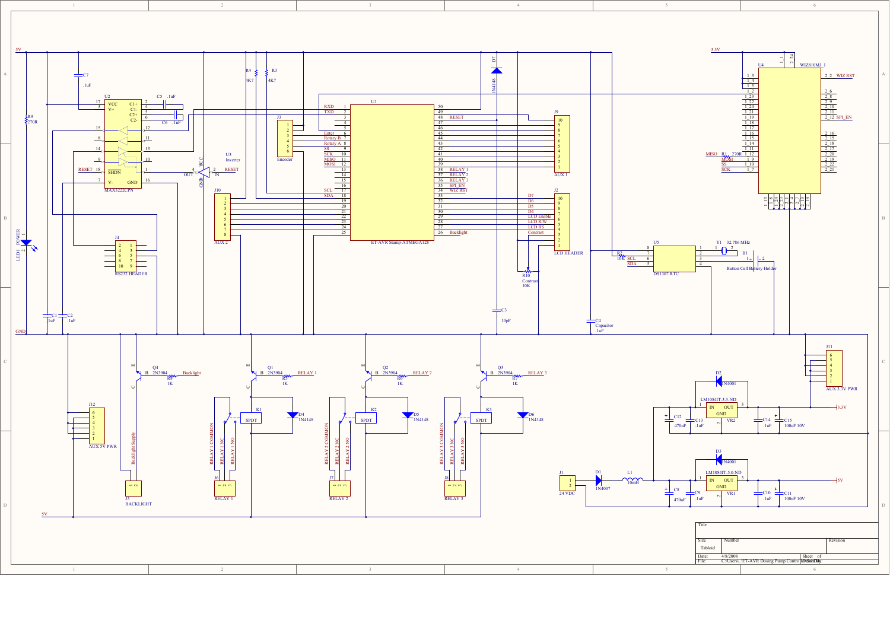| Title | | |
|---|---|---|
| Size | Number | Revision |
| Tabloid | | |
| Date: | 4/8/2008 | Sheet of |
| File: | C:\Users\..\ET-AVR Dosing Pump Control.SchDoc | Drawn By: |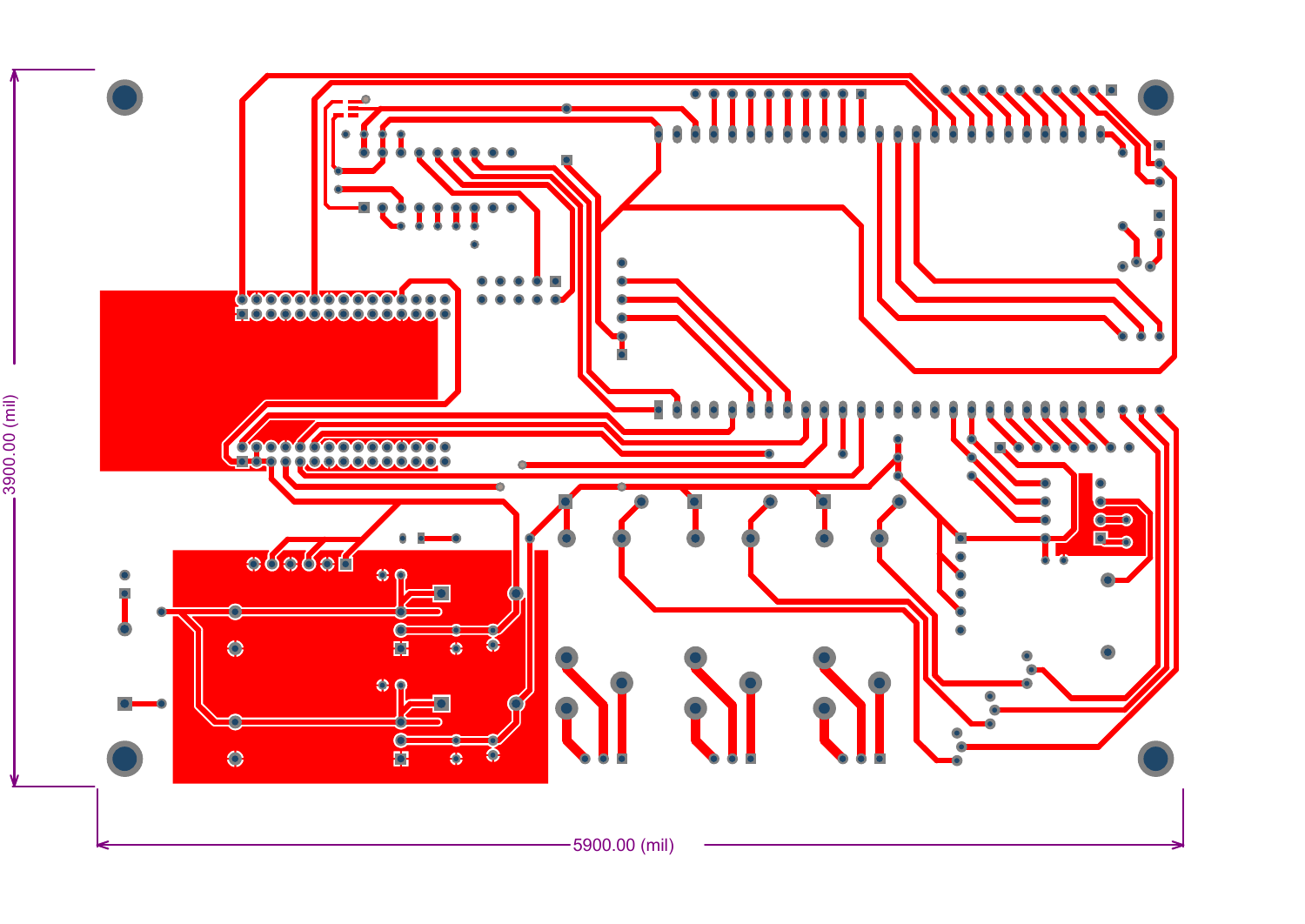3900.00 (mil)

5900.00 (mil)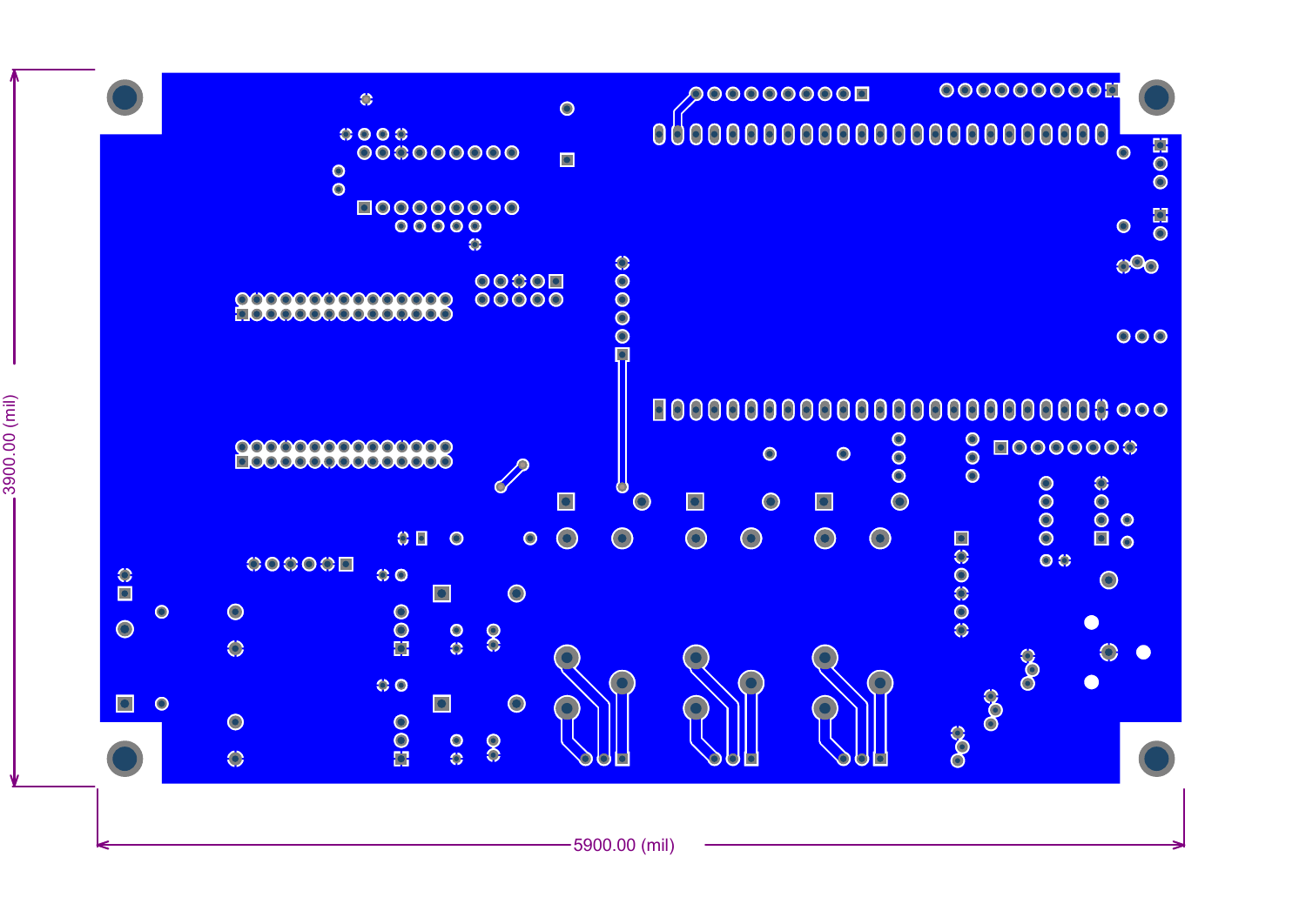3900.00 (mil)

5900.00 (mil)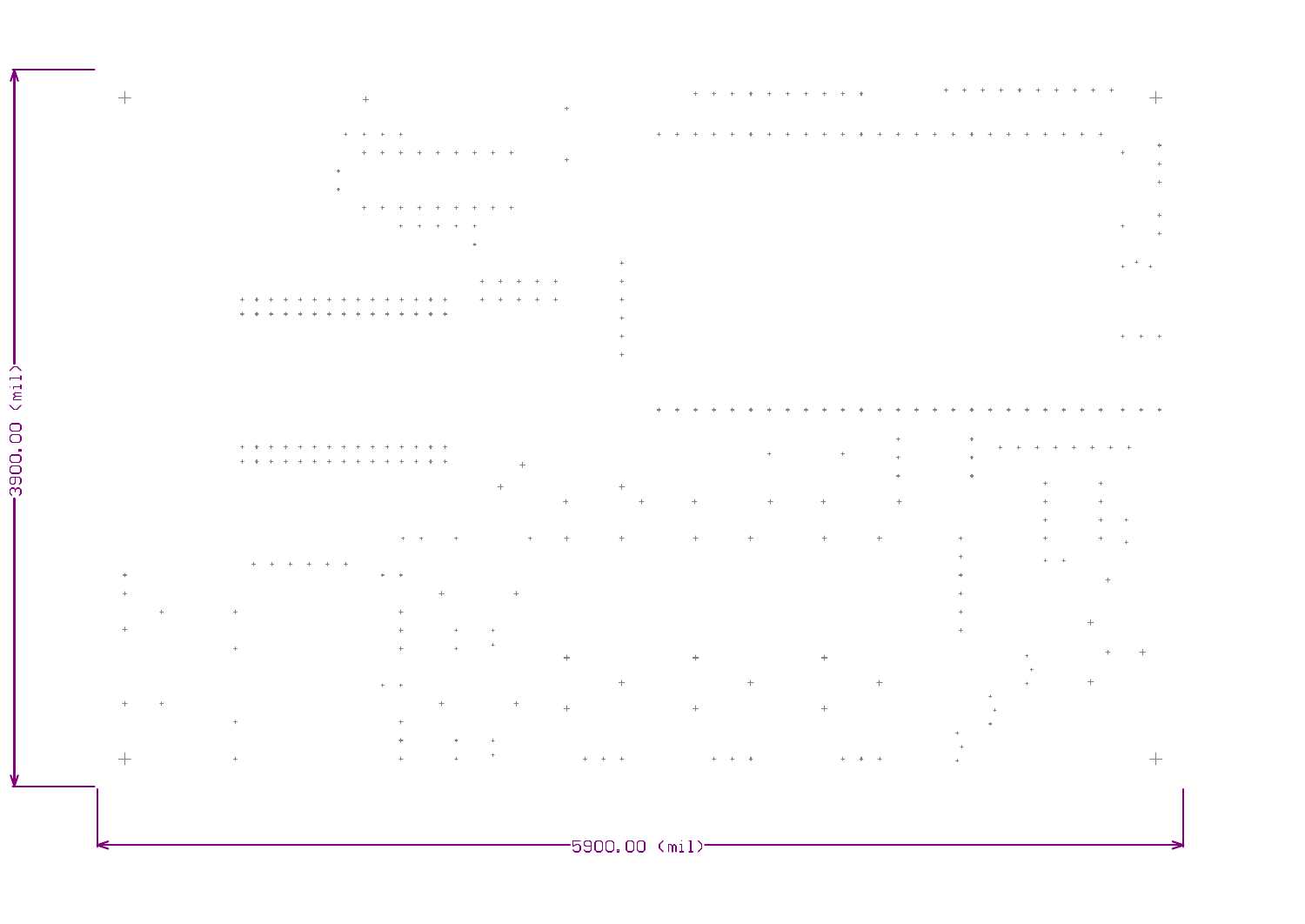3900.00 (mil)

5900.00 (mil)